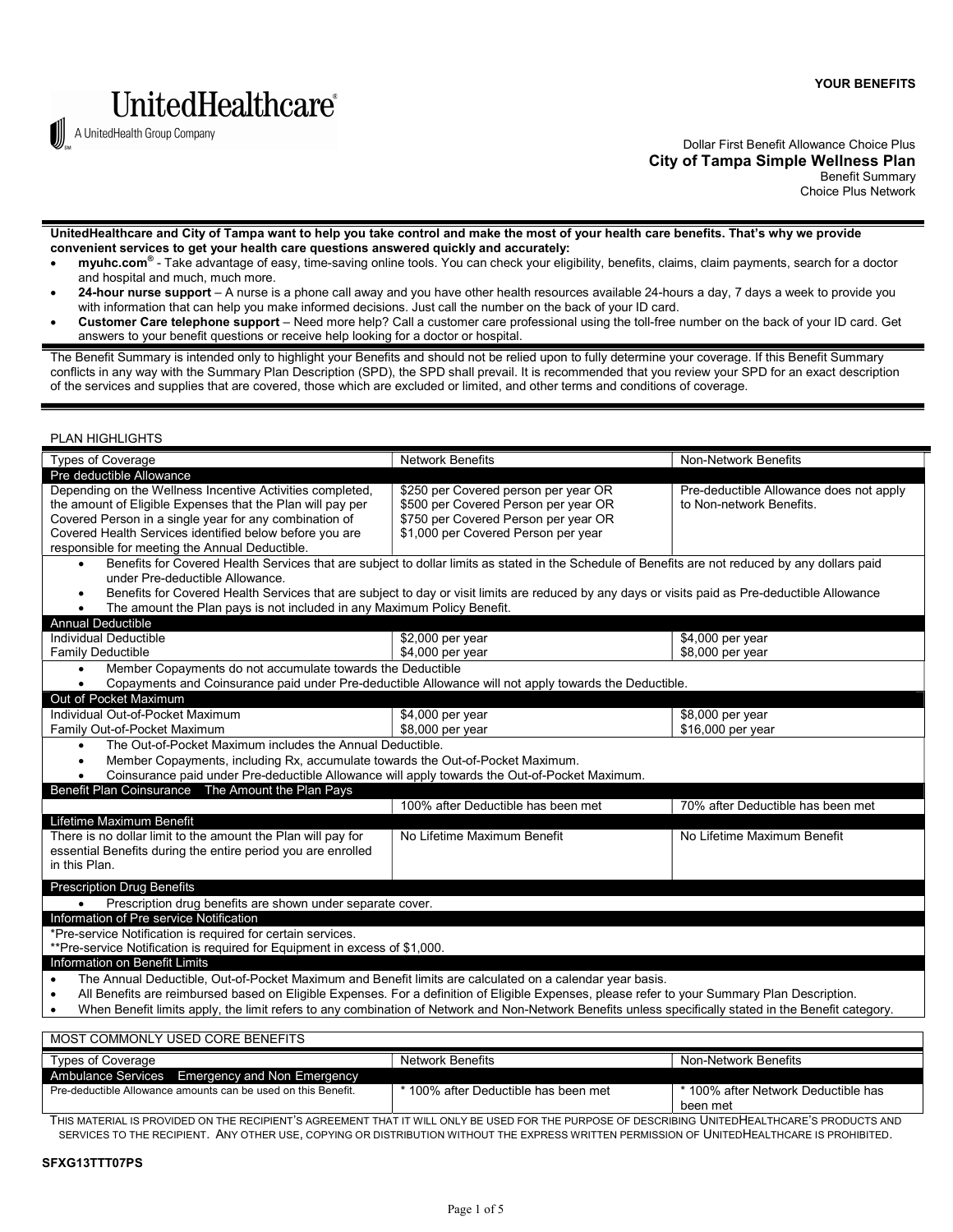YOUR BENEFITS

UnitedHealthcare®
A UnitedHealth Group Company

Dollar First Benefit Allowance Choice Plus
**City of Tampa Simple Wellness Plan**
Benefit Summary
Choice Plus Network

**UnitedHealthcare and City of Tampa want to help you take control and make the most of your health care benefits. That's why we provide convenient services to get your health care questions answered quickly and accurately:**

- **myuhc.com®** - Take advantage of easy, time-saving online tools. You can check your eligibility, benefits, claims, claim payments, search for a doctor and hospital and much, much more.
- **24-hour nurse support** – A nurse is a phone call away and you have other health resources available 24-hours a day, 7 days a week to provide you with information that can help you make informed decisions. Just call the number on the back of your ID card.
- **Customer Care telephone support** – Need more help? Call a customer care professional using the toll-free number on the back of your ID card. Get answers to your benefit questions or receive help looking for a doctor or hospital.

The Benefit Summary is intended only to highlight your Benefits and should not be relied upon to fully determine your coverage. If this Benefit Summary conflicts in any way with the Summary Plan Description (SPD), the SPD shall prevail. It is recommended that you review your SPD for an exact description of the services and supplies that are covered, those which are excluded or limited, and other terms and conditions of coverage.

PLAN HIGHLIGHTS

| Types of Coverage | Network Benefits | Non-Network Benefits |
|---|---|---|
| **Pre deductible Allowance** | | |
| Depending on the Wellness Incentive Activities completed, the amount of Eligible Expenses that the Plan will pay per Covered Person in a single year for any combination of Covered Health Services identified below before you are responsible for meeting the Annual Deductible. | $250 per Covered person per year OR<br>$500 per Covered Person per year OR<br>$750 per Covered Person per year OR<br>$1,000 per Covered Person per year | Pre-deductible Allowance does not apply to Non-network Benefits. |
| • Benefits for Covered Health Services that are subject to dollar limits as stated in the Schedule of Benefits are not reduced by any dollars paid under Pre-deductible Allowance.<br>• Benefits for Covered Health Services that are subject to day or visit limits are reduced by any days or visits paid as Pre-deductible Allowance<br>• The amount the Plan pays is not included in any Maximum Policy Benefit. | | |
| **Annual Deductible** | | |
| Individual Deductible | $2,000 per year | $4,000 per year |
| Family Deductible | $4,000 per year | $8,000 per year |
| • Member Copayments do not accumulate towards the Deductible<br>• Copayments and Coinsurance paid under Pre-deductible Allowance will not apply towards the Deductible. | | |
| **Out of Pocket Maximum** | | |
| Individual Out-of-Pocket Maximum | $4,000 per year | $8,000 per year |
| Family Out-of-Pocket Maximum | $8,000 per year | $16,000 per year |
| • The Out-of-Pocket Maximum includes the Annual Deductible.<br>• Member Copayments, including Rx, accumulate towards the Out-of-Pocket Maximum.<br>• Coinsurance paid under Pre-deductible Allowance will apply towards the Out-of-Pocket Maximum. | | |
| **Benefit Plan Coinsurance The Amount the Plan Pays** | | |
| | 100% after Deductible has been met | 70% after Deductible has been met |
| **Lifetime Maximum Benefit** | | |
| There is no dollar limit to the amount the Plan will pay for essential Benefits during the entire period you are enrolled in this Plan. | No Lifetime Maximum Benefit | No Lifetime Maximum Benefit |
| **Prescription Drug Benefits** | | |
| • Prescription drug benefits are shown under separate cover. | | |
| **Information of Pre service Notification** | | |
| *Pre-service Notification is required for certain services.<br>**Pre-service Notification is required for Equipment in excess of $1,000. | | |
| **Information on Benefit Limits** | | |
| • The Annual Deductible, Out-of-Pocket Maximum and Benefit limits are calculated on a calendar year basis.<br>• All Benefits are reimbursed based on Eligible Expenses. For a definition of Eligible Expenses, please refer to your Summary Plan Description.<br>• When Benefit limits apply, the limit refers to any combination of Network and Non-Network Benefits unless specifically stated in the Benefit category. | | |

MOST COMMONLY USED CORE BENEFITS

| Types of Coverage | Network Benefits | Non-Network Benefits |
|---|---|---|
| **Ambulance Services Emergency and Non Emergency** | | |
| Pre-deductible Allowance amounts can be used on this Benefit. | * 100% after Deductible has been met | * 100% after Network Deductible has been met |

THIS MATERIAL IS PROVIDED ON THE RECIPIENT'S AGREEMENT THAT IT WILL ONLY BE USED FOR THE PURPOSE OF DESCRIBING UNITEDHEALTHCARE'S PRODUCTS AND SERVICES TO THE RECIPIENT. ANY OTHER USE, COPYING OR DISTRIBUTION WITHOUT THE EXPRESS WRITTEN PERMISSION OF UNITEDHEALTHCARE IS PROHIBITED.

**SFXG13TTT07PS**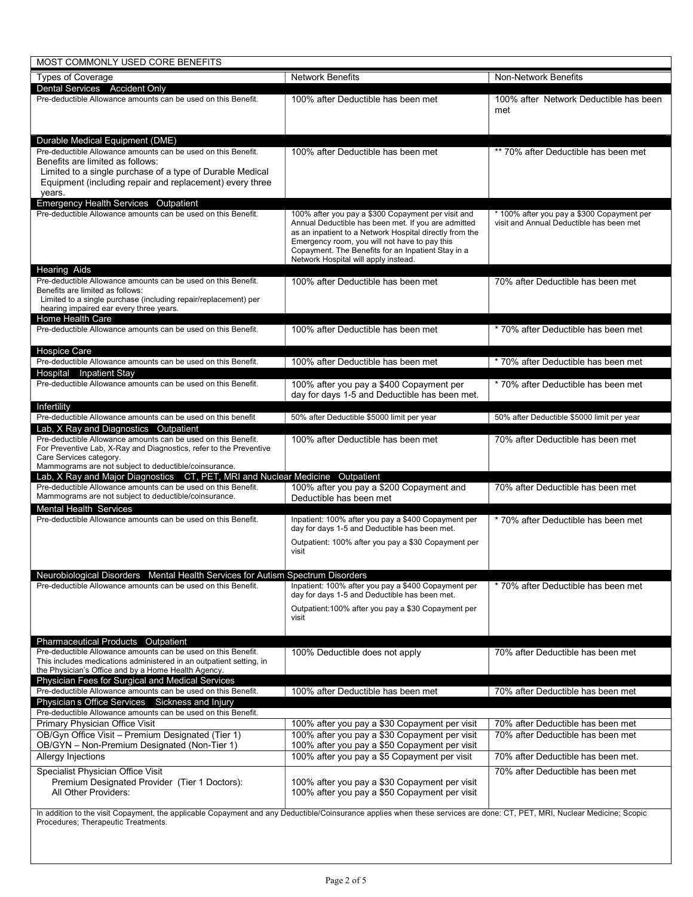| MOST COMMONLY USED CORE BENEFITS | | |
|---|---|---|
| **Types of Coverage** | **Network Benefits** | **Non-Network Benefits** |
| **Dental Services Accident Only** | | |
| Pre-deductible Allowance amounts can be used on this Benefit. | 100% after Deductible has been met | 100% after Network Deductible has been met |
| **Durable Medical Equipment (DME)** | | |
| Pre-deductible Allowance amounts can be used on this Benefit. Benefits are limited as follows: Limited to a single purchase of a type of Durable Medical Equipment (including repair and replacement) every three years. | 100% after Deductible has been met | ** 70% after Deductible has been met |
| **Emergency Health Services Outpatient** | | |
| Pre-deductible Allowance amounts can be used on this Benefit. | 100% after you pay a $300 Copayment per visit and Annual Deductible has been met. If you are admitted as an inpatient to a Network Hospital directly from the Emergency room, you will not have to pay this Copayment. The Benefits for an Inpatient Stay in a Network Hospital will apply instead. | * 100% after you pay a $300 Copayment per visit and Annual Deductible has been met |
| **Hearing Aids** | | |
| Pre-deductible Allowance amounts can be used on this Benefit. Benefits are limited as follows: Limited to a single purchase (including repair/replacement) per hearing impaired ear every three years. | 100% after Deductible has been met | 70% after Deductible has been met |
| **Home Health Care** | | |
| Pre-deductible Allowance amounts can be used on this Benefit. | 100% after Deductible has been met | * 70% after Deductible has been met |
| **Hospice Care** | | |
| Pre-deductible Allowance amounts can be used on this Benefit. | 100% after Deductible has been met | * 70% after Deductible has been met |
| **Hospital Inpatient Stay** | | |
| Pre-deductible Allowance amounts can be used on this Benefit. | 100% after you pay a $400 Copayment per day for days 1-5 and Deductible has been met. | * 70% after Deductible has been met |
| **Infertility** | | |
| Pre-deductible Allowance amounts can be used on this benefit | 50% after Deductible $5000 limit per year | 50% after Deductible $5000 limit per year |
| **Lab, X Ray and Diagnostics Outpatient** | | |
| Pre-deductible Allowance amounts can be used on this Benefit. For Preventive Lab, X-Ray and Diagnostics, refer to the Preventive Care Services category. Mammograms are not subject to deductible/coinsurance. | 100% after Deductible has been met | 70% after Deductible has been met |
| **Lab, X Ray and Major Diagnostics CT, PET, MRI and Nuclear Medicine Outpatient** | | |
| Pre-deductible Allowance amounts can be used on this Benefit. Mammograms are not subject to deductible/coinsurance. | 100% after you pay a $200 Copayment and Deductible has been met | 70% after Deductible has been met |
| **Mental Health Services** | | |
| Pre-deductible Allowance amounts can be used on this Benefit. | Inpatient: 100% after you pay a $400 Copayment per day for days 1-5 and Deductible has been met.<br>Outpatient: 100% after you pay a $30 Copayment per visit | * 70% after Deductible has been met |
| **Neurobiological Disorders Mental Health Services for Autism Spectrum Disorders** | | |
| Pre-deductible Allowance amounts can be used on this Benefit. | Inpatient: 100% after you pay a $400 Copayment per day for days 1-5 and Deductible has been met.<br>Outpatient:100% after you pay a $30 Copayment per visit | * 70% after Deductible has been met |
| **Pharmaceutical Products Outpatient** | | |
| Pre-deductible Allowance amounts can be used on this Benefit. This includes medications administered in an outpatient setting, in the Physician's Office and by a Home Health Agency. | 100% Deductible does not apply | 70% after Deductible has been met |
| **Physician Fees for Surgical and Medical Services** | | |
| Pre-deductible Allowance amounts can be used on this Benefit. | 100% after Deductible has been met | 70% after Deductible has been met |
| **Physician s Office Services Sickness and Injury** | | |
| Pre-deductible Allowance amounts can be used on this Benefit. | | |
| Primary Physician Office Visit | 100% after you pay a $30 Copayment per visit | 70% after Deductible has been met |
| OB/Gyn Office Visit – Premium Designated (Tier 1)<br>OB/GYN – Non-Premium Designated (Non-Tier 1) | 100% after you pay a $30 Copayment per visit<br>100% after you pay a $50 Copayment per visit | 70% after Deductible has been met |
| Allergy Injections | 100% after you pay a $5 Copayment per visit | 70% after Deductible has been met. |
| Specialist Physician Office Visit<br>Premium Designated Provider (Tier 1 Doctors):<br>All Other Providers: | 100% after you pay a $30 Copayment per visit<br>100% after you pay a $50 Copayment per visit | 70% after Deductible has been met |

In addition to the visit Copayment, the applicable Copayment and any Deductible/Coinsurance applies when these services are done: CT, PET, MRI, Nuclear Medicine; Scopic Procedures; Therapeutic Treatments.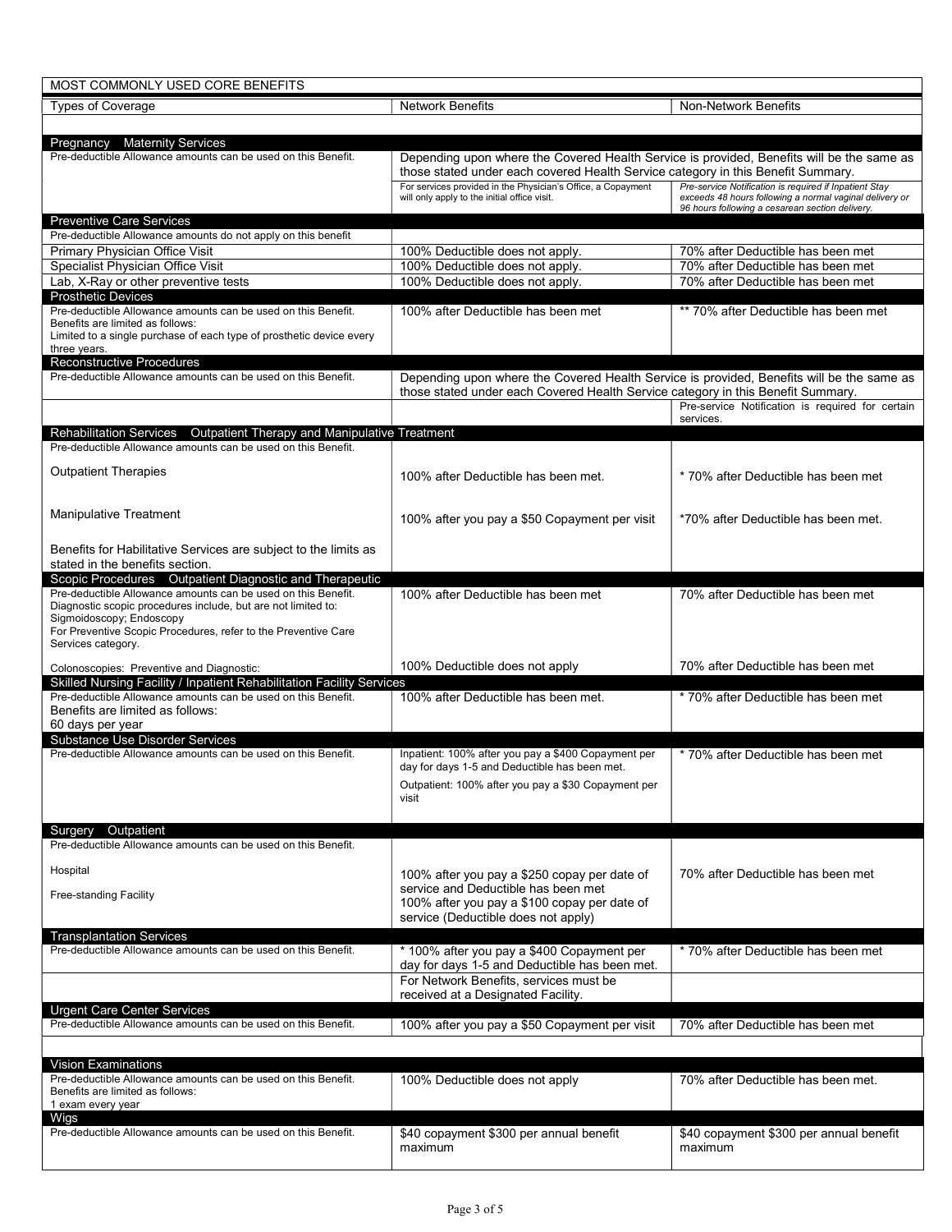| MOST COMMONLY USED CORE BENEFITS | | |
|---|---|---|
| Types of Coverage | Network Benefits | Non-Network Benefits |
| **Pregnancy Maternity Services** | | |
| Pre-deductible Allowance amounts can be used on this Benefit. | Depending upon where the Covered Health Service is provided, Benefits will be the same as those stated under each covered Health Service category in this Benefit Summary. | |
| | For services provided in the Physician's Office, a Copayment will only apply to the initial office visit. | *Pre-service Notification is required if Inpatient Stay exceeds 48 hours following a normal vaginal delivery or 96 hours following a cesarean section delivery.* |
| **Preventive Care Services** | | |
| Pre-deductible Allowance amounts do not apply on this benefit | | |
| Primary Physician Office Visit | 100% Deductible does not apply. | 70% after Deductible has been met |
| Specialist Physician Office Visit | 100% Deductible does not apply. | 70% after Deductible has been met |
| Lab, X-Ray or other preventive tests | 100% Deductible does not apply. | 70% after Deductible has been met |
| **Prosthetic Devices** | | |
| Pre-deductible Allowance amounts can be used on this Benefit. Benefits are limited as follows: Limited to a single purchase of each type of prosthetic device every three years. | 100% after Deductible has been met | ** 70% after Deductible has been met |
| **Reconstructive Procedures** | | |
| Pre-deductible Allowance amounts can be used on this Benefit. | Depending upon where the Covered Health Service is provided, Benefits will be the same as those stated under each Covered Health Service category in this Benefit Summary. | |
| | | Pre-service Notification is required for certain services. |
| **Rehabilitation Services Outpatient Therapy and Manipulative Treatment** | | |
| Pre-deductible Allowance amounts can be used on this Benefit. | | |
| Outpatient Therapies | 100% after Deductible has been met. | * 70% after Deductible has been met |
| Manipulative Treatment | 100% after you pay a $50 Copayment per visit | *70% after Deductible has been met. |
| Benefits for Habilitative Services are subject to the limits as stated in the benefits section. | | |
| **Scopic Procedures Outpatient Diagnostic and Therapeutic** | | |
| Pre-deductible Allowance amounts can be used on this Benefit. Diagnostic scopic procedures include, but are not limited to: Sigmoidoscopy; Endoscopy. For Preventive Scopic Procedures, refer to the Preventive Care Services category. | 100% after Deductible has been met | 70% after Deductible has been met |
| Colonoscopies: Preventive and Diagnostic: | 100% Deductible does not apply | 70% after Deductible has been met |
| **Skilled Nursing Facility / Inpatient Rehabilitation Facility Services** | | |
| Pre-deductible Allowance amounts can be used on this Benefit. Benefits are limited as follows: 60 days per year | 100% after Deductible has been met. | * 70% after Deductible has been met |
| **Substance Use Disorder Services** | | |
| Pre-deductible Allowance amounts can be used on this Benefit. | Inpatient: 100% after you pay a $400 Copayment per day for days 1-5 and Deductible has been met.<br>Outpatient: 100% after you pay a $30 Copayment per visit | * 70% after Deductible has been met |
| **Surgery Outpatient** | | |
| Pre-deductible Allowance amounts can be used on this Benefit. | | |
| Hospital | 100% after you pay a $250 copay per date of service and Deductible has been met | 70% after Deductible has been met |
| Free-standing Facility | 100% after you pay a $100 copay per date of service (Deductible does not apply) | |
| **Transplantation Services** | | |
| Pre-deductible Allowance amounts can be used on this Benefit. | * 100% after you pay a $400 Copayment per day for days 1-5 and Deductible has been met. | * 70% after Deductible has been met |
| | For Network Benefits, services must be received at a Designated Facility. | |
| **Urgent Care Center Services** | | |
| Pre-deductible Allowance amounts can be used on this Benefit. | 100% after you pay a $50 Copayment per visit | 70% after Deductible has been met |
| **Vision Examinations** | | |
| Pre-deductible Allowance amounts can be used on this Benefit. Benefits are limited as follows: 1 exam every year | 100% Deductible does not apply | 70% after Deductible has been met. |
| **Wigs** | | |
| Pre-deductible Allowance amounts can be used on this Benefit. | $40 copayment $300 per annual benefit maximum | $40 copayment $300 per annual benefit maximum |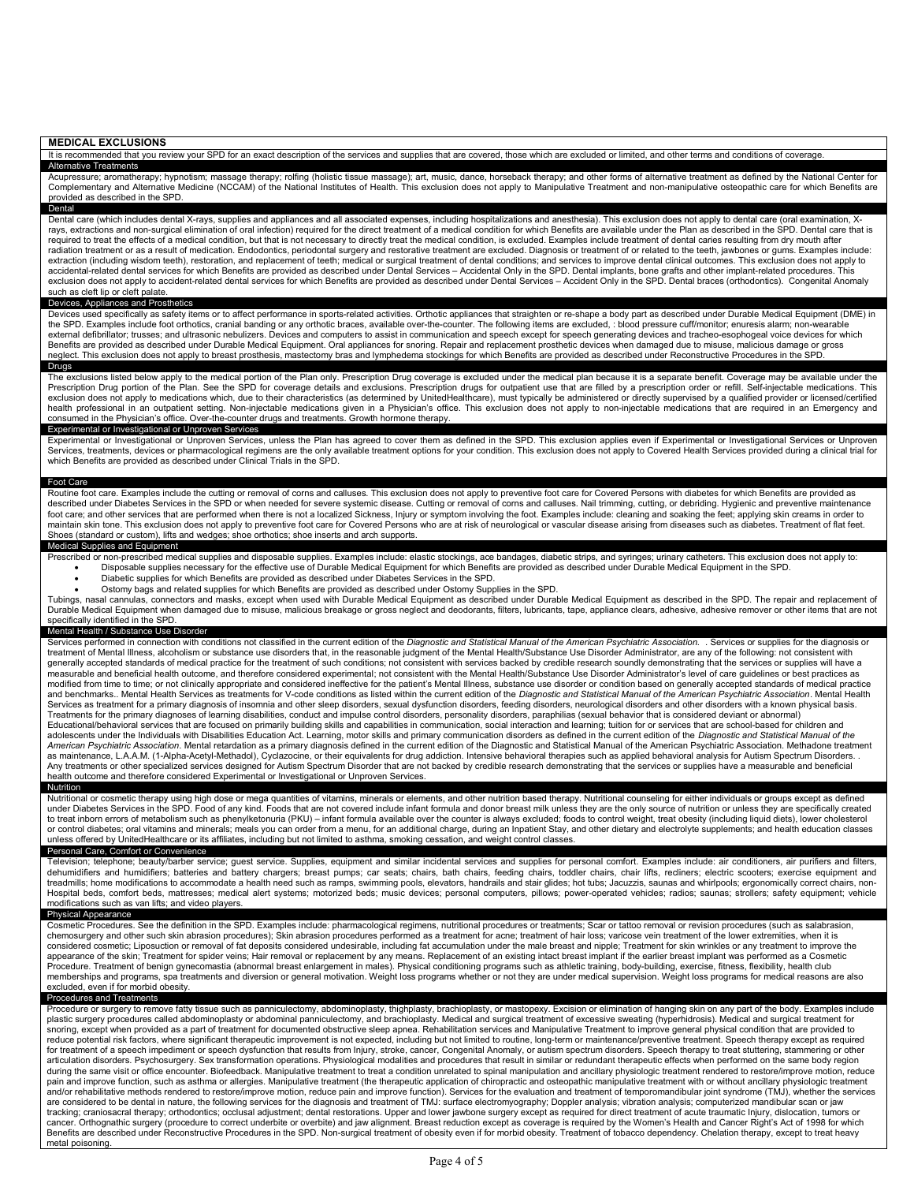## MEDICAL EXCLUSIONS

It is recommended that you review your SPD for an exact description of the services and supplies that are covered, those which are excluded or limited, and other terms and conditions of coverage.

### Alternative Treatments

Acupressure; aromatherapy; hypnotism; massage therapy; rolfing (holistic tissue massage); art, music, dance, horseback therapy; and other forms of alternative treatment as defined by the National Center for Complementary and Alternative Medicine (NCCAM) of the National Institutes of Health. This exclusion does not apply to Manipulative Treatment and non-manipulative osteopathic care for which Benefits are provided as described in the SPD.

### Dental

Dental care (which includes dental X-rays, supplies and appliances and all associated expenses, including hospitalizations and anesthesia). This exclusion does not apply to dental care (oral examination, X-rays, extractions and non-surgical elimination of oral infection) required for the direct treatment of a medical condition for which Benefits are available under the Plan as described in the SPD. Dental care that is required to treat the effects of a medical condition, but that is not necessary to directly treat the medical condition, is excluded. Examples include treatment of dental caries resulting from dry mouth after radiation treatment or as a result of medication. Endodontics, periodontal surgery and restorative treatment are excluded. Diagnosis or treatment of or related to the teeth, jawbones or gums. Examples include: extraction (including wisdom teeth), restoration, and replacement of teeth; medical or surgical treatment of dental conditions; and services to improve dental clinical outcomes. This exclusion does not apply to accidental-related dental services for which Benefits are provided as described under Dental Services – Accidental Only in the SPD. Dental implants, bone grafts and other implant-related procedures. This exclusion does not apply to accident-related dental services for which Benefits are provided as described under Dental Services – Accident Only in the SPD. Dental braces (orthodontics). Congenital Anomaly such as cleft lip or cleft palate.

### Devices, Appliances and Prosthetics

Devices used specifically as safety items or to affect performance in sports-related activities. Orthotic appliances that straighten or re-shape a body part as described under Durable Medical Equipment (DME) in the SPD. Examples include foot orthotics, cranial banding or any orthotic braces, available over-the-counter. The following items are excluded, : blood pressure cuff/monitor; enuresis alarm; non-wearable external defibrillator; trusses; and ultrasonic nebulizers. Devices and computers to assist in communication and speech except for speech generating devices and tracheo-esophageal voice devices for which Benefits are provided as described under Durable Medical Equipment. Oral appliances for snoring. Repair and replacement prosthetic devices when damaged due to misuse, malicious damage or gross neglect. This exclusion does not apply to breast prosthesis, mastectomy bras and lymphedema stockings for which Benefits are provided as described under Reconstructive Procedures in the SPD.

### Drugs

The exclusions listed below apply to the medical portion of the Plan only. Prescription Drug coverage is excluded under the medical plan because it is a separate benefit. Coverage may be available under the Prescription Drug portion of the Plan. See the SPD for coverage details and exclusions. Prescription drugs for outpatient use that are filled by a prescription order or refill. Self-injectable medications. This exclusion does not apply to medications which, due to their characteristics (as determined by UnitedHealthcare), must typically be administered or directly supervised by a qualified provider or licensed/certified health professional in an outpatient setting. Non-injectable medications given in a Physician's office. This exclusion does not apply to non-injectable medications that are required in an Emergency and consumed in the Physician's office. Over-the-counter drugs and treatments. Growth hormone therapy.

### Experimental or Investigational or Unproven Services

Experimental or Investigational or Unproven Services, unless the Plan has agreed to cover them as defined in the SPD. This exclusion applies even if Experimental or Investigational Services or Unproven Services, treatments, devices or pharmacological regimens are the only available treatment options for your condition. This exclusion does not apply to Covered Health Services provided during a clinical trial for which Benefits are provided as described under Clinical Trials in the SPD.

### Foot Care

Routine foot care. Examples include the cutting or removal of corns and calluses. This exclusion does not apply to preventive foot care for Covered Persons with diabetes for which Benefits are provided as described under Diabetes Services in the SPD or when needed for severe systemic disease. Cutting or removal of corns and calluses. Nail trimming, cutting, or debriding. Hygienic and preventive maintenance foot care; and other services that are performed when there is not a localized Sickness, Injury or symptom involving the foot. Examples include: cleaning and soaking the feet; applying skin creams in order to maintain skin tone. This exclusion does not apply to preventive foot care for Covered Persons who are at risk of neurological or vascular disease arising from diseases such as diabetes. Treatment of flat feet. Shoes (standard or custom), lifts and wedges; shoe orthotics; shoe inserts and arch supports.

### Medical Supplies and Equipment

Prescribed or non-prescribed medical supplies and disposable supplies. Examples include: elastic stockings, ace bandages, diabetic strips, and syringes; urinary catheters. This exclusion does not apply to:

- Disposable supplies necessary for the effective use of Durable Medical Equipment for which Benefits are provided as described under Durable Medical Equipment in the SPD.
- Diabetic supplies for which Benefits are provided as described under Diabetes Services in the SPD.
- Ostomy bags and related supplies for which Benefits are provided as described under Ostomy Supplies in the SPD.

Tubings, nasal cannulas, connectors and masks, except when used with Durable Medical Equipment as described under Durable Medical Equipment in the SPD. The repair and replacement of Durable Medical Equipment when damaged due to misuse, malicious breakage or gross neglect and deodorants, filters, lubricants, tape, appliance clears, adhesive, adhesive remover or other items that are not specifically identified in the SPD.

### Mental Health / Substance Use Disorder

Services performed in connection with conditions not classified in the current edition of the *Diagnostic and Statistical Manual of the American Psychiatric Association*. . Services or supplies for the diagnosis or treatment of Mental Illness, alcoholism or substance use disorders that, in the reasonable judgment of the Mental Health/Substance Use Disorder Administrator, are any of the following: not consistent with generally accepted standards of medical practice for the treatment of such conditions; not consistent with services backed by credible research soundly demonstrating that the services or supplies will have a measurable and beneficial health outcome, and therefore considered experimental; not consistent with the Mental Health/Substance Use Disorder Administrator's level of care guidelines or best practices as modified from time to time; or not clinically appropriate and considered ineffective for the patient's Mental Illness, substance use disorder or condition based on generally accepted standards of medical practice and benchmarks.. Mental Health Services as treatments for V-code conditions as listed within the current edition of the *Diagnostic and Statistical Manual of the American Psychiatric Association*. Mental Health Services as treatment for a primary diagnosis of insomnia and other sleep disorders, sexual dysfunction disorders, feeding disorders, neurological disorders and other disorders with a known physical basis. Treatments for the primary diagnoses of learning disabilities, conduct and impulse control disorders, personality disorders, paraphilias (sexual behavior that is considered deviant or abnormal) Educational/behavioral services that are focused on primarily building skills and capabilities in communication, social interaction and learning; tuition for or services that are school-based for children and adolescents under the Individuals with Disabilities Education Act. Learning, motor skills and primary communication disorders as defined in the current edition of the *Diagnostic and Statistical Manual of the American Psychiatric Association*. Mental retardation as a primary diagnosis defined in the current edition of the Diagnostic and Statistical Manual of the American Psychiatric Association. Methadone treatment as maintenance, L.A.A.M. (1-Alpha-Acetyl-Methadol), Cyclazocine, or their equivalents for drug addiction. Intensive behavioral therapies such as applied behavioral analysis for Autism Spectrum Disorders. . Any treatments or other specialized services designed for Autism Spectrum Disorder that are not backed by credible research demonstrating that the services or supplies have a measurable and beneficial health outcome and therefore considered Experimental or Investigational or Unproven Services.

### Nutrition

Nutritional or cosmetic therapy using high dose or mega quantities of vitamins, minerals or elements, and other nutrition based therapy. Nutritional counseling for either individuals or groups except as defined under Diabetes Services in the SPD. Food of any kind. Foods that are not covered include infant formula and donor breast milk unless they are the only source of nutrition or unless they are specifically created to treat inborn errors of metabolism such as phenylketonuria (PKU) – infant formula available over the counter is always excluded; foods to control weight, treat obesity (including liquid diets), lower cholesterol or control diabetes; oral vitamins and minerals; meals you can order from a menu, for an additional charge, during an Inpatient Stay, and other dietary and electrolyte supplements; and health education classes unless offered by UnitedHealthcare or its affiliates, including but not limited to asthma, smoking cessation, and weight control classes.

### Personal Care, Comfort or Convenience

Television; telephone; beauty/barber service; guest service. Supplies, equipment and similar incidental services and supplies for personal comfort. Examples include: air conditioners, air purifiers and filters, dehumidifiers and humidifiers; batteries and battery chargers; breast pumps; car seats; chairs, bath chairs, feeding chairs, toddler chairs, chair lifts, recliners; electric scooters; exercise equipment and treadmills; home modifications to accommodate a health need such as ramps, swimming pools, elevators, handrails and stair glides; hot tubs; Jacuzzis, saunas and whirlpools; ergonomically correct chairs, non-Hospital beds, comfort beds, mattresses; medical alert systems; motorized beds; music devices; personal computers, pillows; power-operated vehicles; radios; saunas; strollers; safety equipment; vehicle modifications such as van lifts; and video players.

### Physical Appearance

Cosmetic Procedures. See the definition in the SPD. Examples include: pharmacological regimens, nutritional procedures or treatments; Scar or tattoo removal or revision procedures (such as salabrasion, chemosurgery and other such skin abrasion procedures); Skin abrasion procedures performed as a treatment for acne; treatment of hair loss; varicose vein treatment of the lower extremities, when it is considered cosmetic; Liposuction or removal of fat deposits considered undesirable, including fat accumulation under the male breast and nipple; Treatment for skin wrinkles or any treatment to improve the appearance of the skin; Treatment for spider veins; Hair removal or replacement by any means. Replacement of an existing intact breast implant if the earlier breast implant was performed as a Cosmetic Procedure. Treatment of benign gynecomastia (abnormal breast enlargement in males). Physical conditioning programs such as athletic training, body-building, exercise, fitness, flexibility, health club memberships and programs, spa treatments and diversion or general motivation. Weight loss programs whether or not they are under medical supervision. Weight loss programs for medical reasons are also excluded, even if for morbid obesity.

### Procedures and Treatments

Procedure or surgery to remove fatty tissue such as panniculectomy, abdominoplasty, thighplasty, brachioplasty, or mastopexy. Excision or elimination of hanging skin on any part of the body. Examples include plastic surgery procedures called abdominoplasty or abdominal panniculectomy, and brachioplasty. Medical and surgical treatment of excessive sweating (hyperhidrosis). Medical and surgical treatment for snoring, except when provided as a part of treatment for documented obstructive sleep apnea. Rehabilitation services and Manipulative Treatment to improve general physical condition that are provided to reduce potential risk factors, where significant therapeutic improvement is not expected, including but not limited to routine, long-term or maintenance/preventive treatment. Speech therapy except as required for treatment of a speech impediment or speech dysfunction that results from Injury, stroke, cancer, Congenital Anomaly, or autism spectrum disorders. Speech therapy to treat stuttering, stammering or other articulation disorders. Psychosurgery. Sex transformation operations. Physiological modalities and procedures that result in similar or redundant therapeutic effects when performed on the same body region during the same visit or office encounter. Biofeedback. Manipulative treatment to treat a condition unrelated to spinal manipulation and ancillary physiologic treatment rendered to restore/improve motion, reduce pain and improve function, such as asthma or allergies. Manipulative treatment (the therapeutic application of chiropractic and osteopathic manipulative treatment with or without ancillary physiologic treatment and/or rehabilitative methods rendered to restore/improve motion, reduce pain and improve function). Services for the evaluation and treatment of temporomandibular joint syndrome (TMJ), whether the services are considered to be dental in nature, the following services for the diagnosis and treatment of TMJ: surface electromyography; Doppler analysis; vibration analysis; computerized mandibular scan or jaw tracking; craniosacral therapy; orthodontics; occlusal adjustment; dental restorations. Upper and lower jawbone surgery except as required for direct treatment of acute traumatic Injury, dislocation, tumors or cancer. Orthognathic surgery (procedure to correct underbite or overbite) and jaw alignment. Breast reduction except as coverage is required by the Women's Health and Cancer Right's Act of 1998 for which Benefits are described under Reconstructive Procedures in the SPD. Non-surgical treatment of obesity even if for morbid obesity. Treatment of tobacco dependency. Chelation therapy, except to treat heavy metal poisoning.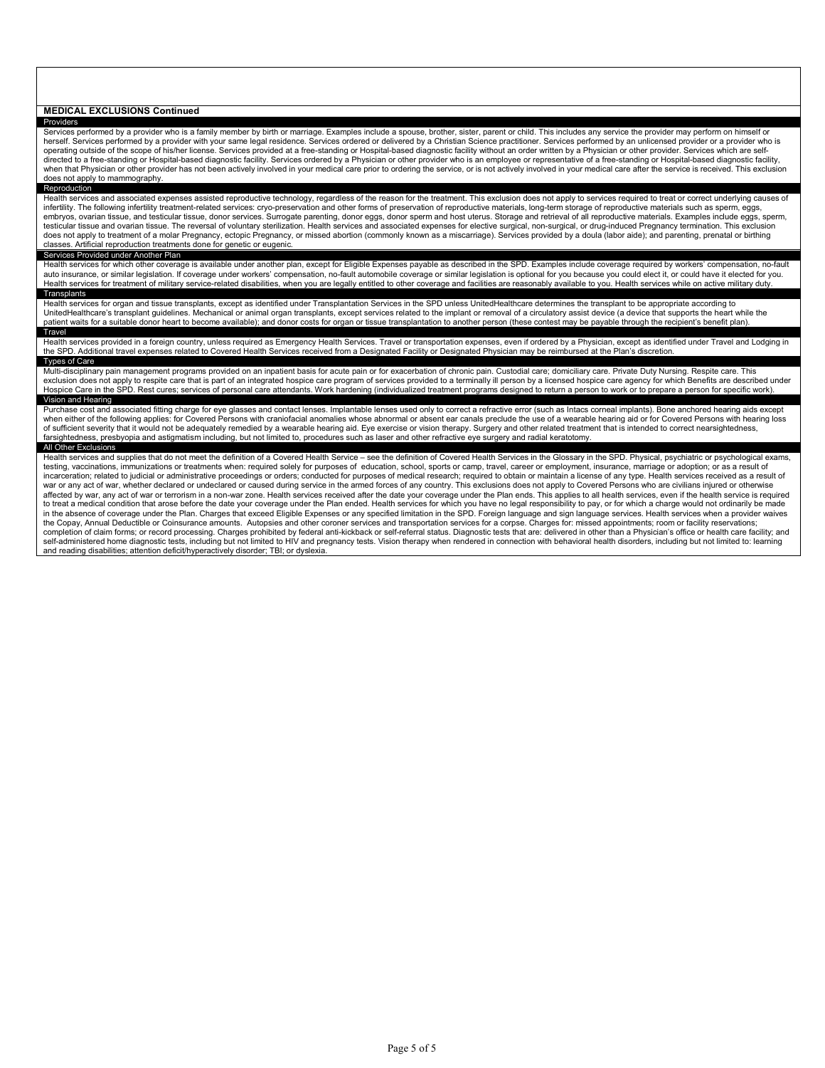## MEDICAL EXCLUSIONS Continued

### Providers

Services performed by a provider who is a family member by birth or marriage. Examples include a spouse, brother, sister, parent or child. This includes any service the provider may perform on himself or herself. Services performed by a provider with your same legal residence. Services ordered or delivered by a Christian Science practitioner. Services performed by an unlicensed provider or a provider who is operating outside of the scope of his/her license. Services provided at a free-standing or Hospital-based diagnostic facility without an order written by a Physician or other provider. Services which are self-directed to a free-standing or Hospital-based diagnostic facility. Services ordered by a Physician or other provider who is an employee or representative of a free-standing or Hospital-based diagnostic facility, when that Physician or other provider has not been actively involved in your medical care prior to ordering the service, or is not actively involved in your medical care after the service is received. This exclusion does not apply to mammography.

### Reproduction

Health services and associated expenses assisted reproductive technology, regardless of the reason for the treatment. This exclusion does not apply to services required to treat or correct underlying causes of infertility. The following infertility treatment-related services: cryo-preservation and other forms of preservation of reproductive materials, long-term storage of reproductive materials such as sperm, eggs, embryos, ovarian tissue, and testicular tissue, donor services. Surrogate parenting, donor eggs, donor sperm and host uterus. Storage and retrieval of all reproductive materials. Examples include eggs, sperm, testicular tissue and ovarian tissue. The reversal of voluntary sterilization. Health services and associated expenses for elective surgical, non-surgical, or drug-induced Pregnancy termination. This exclusion does not apply to treatment of a molar Pregnancy, ectopic Pregnancy, or missed abortion (commonly known as a miscarriage). Services provided by a doula (labor aide); and parenting, prenatal or birthing classes. Artificial reproduction treatments done for genetic or eugenic.

### Services Provided under Another Plan

Health services for which other coverage is available under another plan, except for Eligible Expenses payable as described in the SPD. Examples include coverage required by workers' compensation, no-fault auto insurance, or similar legislation. If coverage under workers' compensation, no-fault automobile coverage or similar legislation is optional for you because you could elect it, or could have it elected for you. Health services for treatment of military service-related disabilities, when you are legally entitled to other coverage and facilities are reasonably available to you. Health services while on active military duty.

### Transplants

Health services for organ and tissue transplants, except as identified under Transplantation Services in the SPD unless UnitedHealthcare determines the transplant to be appropriate according to UnitedHealthcare's transplant guidelines. Mechanical or animal organ transplants, except services related to the implant or removal of a circulatory assist device (a device that supports the heart while the patient waits for a suitable donor heart to become available); and donor costs for organ or tissue transplantation to another person (these contest may be payable through the recipient's benefit plan).

### Travel

Health services provided in a foreign country, unless required as Emergency Health Services. Travel or transportation expenses, even if ordered by a Physician, except as identified under Travel and Lodging in the SPD. Additional travel expenses related to Covered Health Services received from a Designated Facility or Designated Physician may be reimbursed at the Plan's discretion.

### Types of Care

Multi-disciplinary pain management programs provided on an inpatient basis for acute pain or for exacerbation of chronic pain. Custodial care; domiciliary care. Private Duty Nursing. Respite care. This exclusion does not apply to respite care that is part of an integrated hospice care program of services provided to a terminally ill person by a licensed hospice care agency for which Benefits are described under Hospice Care in the SPD. Rest cures; services of personal care attendants. Work hardening (individualized treatment programs designed to return a person to work or to prepare a person for specific work).

### Vision and Hearing

Purchase cost and associated fitting charge for eye glasses and contact lenses. Implantable lenses used only to correct a refractive error (such as Intacs corneal implants). Bone anchored hearing aids except when either of the following applies: for Covered Persons with craniofacial anomalies whose abnormal or absent ear canals preclude the use of a wearable hearing aid or for Covered Persons with hearing loss of sufficient severity that it would not be adequately remedied by a wearable hearing aid. Eye exercise or vision therapy. Surgery and other related treatment that is intended to correct nearsightedness, farsightedness, presbyopia and astigmatism including, but not limited to, procedures such as laser and other refractive eye surgery and radial keratotomy.

### All Other Exclusions

Health services and supplies that do not meet the definition of a Covered Health Service – see the definition of Covered Health Services in the Glossary in the SPD. Physical, psychiatric or psychological exams, testing, vaccinations, immunizations or treatments when: required solely for purposes of education, school, sports or camp, travel, career or employment, insurance, marriage or adoption; or as a result of incarceration; related to judicial or administrative proceedings or orders; conducted for purposes of medical research; required to obtain or maintain a license of any type. Health services received as a result of war or any act of war, whether declared or undeclared or caused during service in the armed forces of any country. This exclusions does not apply to Covered Persons who are civilians injured or otherwise affected by war, any act of war or terrorism in a non-war zone. Health services received after the date your coverage under the Plan ends. This applies to all health services, even if the health service is required to treat a medical condition that arose before the date your coverage under the Plan ended. Health services for which you have no legal responsibility to pay, or for which a charge would not ordinarily be made in the absence of coverage under the Plan. Charges that exceed Eligible Expenses or any specified limitation in the SPD. Foreign language and sign language services. Health services when a provider waives the Copay, Annual Deductible or Coinsurance amounts. Autopsies and other coroner services and transportation services for a corpse. Charges for: missed appointments; room or facility reservations; completion of claim forms; or record processing. Charges prohibited by federal anti-kickback or self-referral status. Diagnostic tests that are: delivered in other than a Physician's office or health care facility; and self-administered home diagnostic tests, including but not limited to HIV and pregnancy tests. Vision therapy when rendered in connection with behavioral health disorders, including but not limited to: learning and reading disabilities; attention deficit/hyperactively disorder; TBI; or dyslexia.